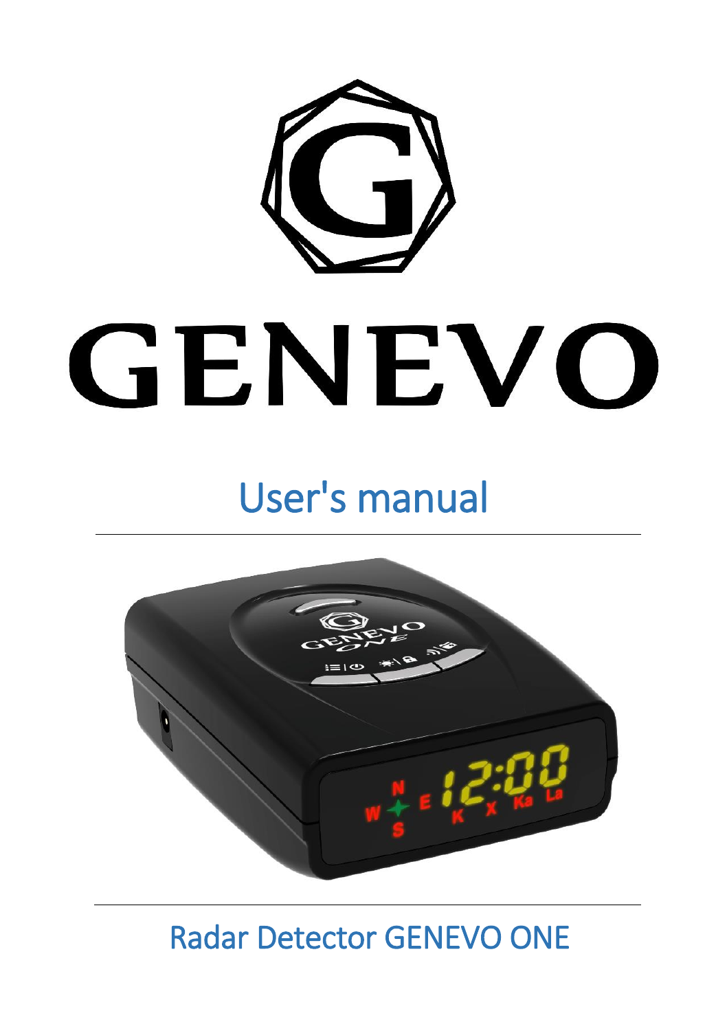# GENEVO

## User's manual

## Radar Detector GENEVO ONE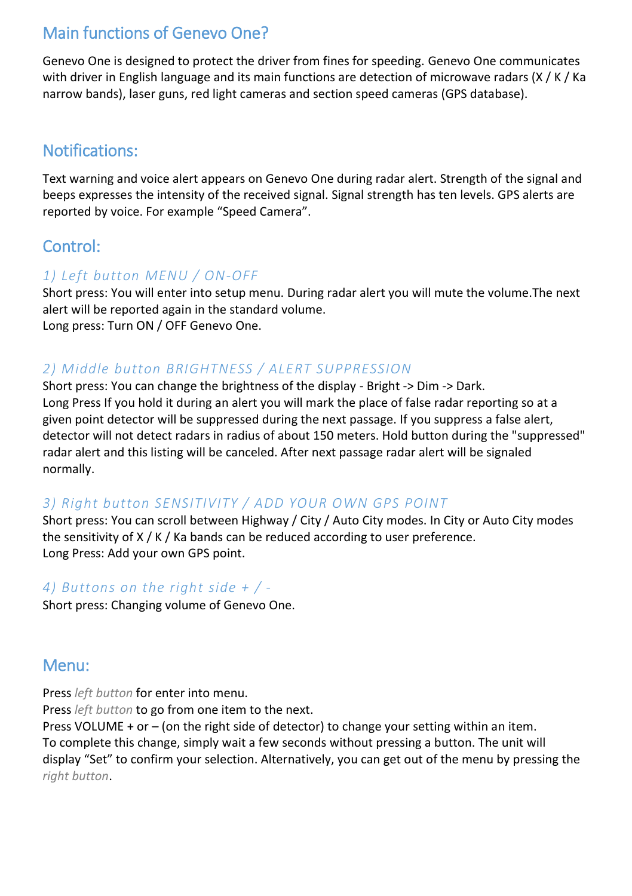## Main functions of Genevo One?

Genevo One is designed to protect the driver from fines for speeding. Genevo One communicates with driver in English language and its main functions are detection of microwave radars (X / K / Ka narrow bands), laser guns, red light cameras and section speed cameras (GPS database).

## Notifications:

Text warning and voice alert appears on Genevo One during radar alert. Strength of the signal and beeps expresses the intensity of the received signal. Signal strength has ten levels. GPS alerts are reported by voice. For example “Speed Camera”.

## Control:

### *1) Left button MENU / ON-OFF*

Short press: You will enter into setup menu. During radar alert you will mute the volume.The next alert will be reported again in the standard volume.
Long press: Turn ON / OFF Genevo One.

### *2) Middle button BRIGHTNESS / ALERT SUPPRESSION*

Short press: You can change the brightness of the display - Bright -> Dim -> Dark.
Long Press If you hold it during an alert you will mark the place of false radar reporting so at a given point detector will be suppressed during the next passage. If you suppress a false alert, detector will not detect radars in radius of about 150 meters. Hold button during the "suppressed" radar alert and this listing will be canceled. After next passage radar alert will be signaled normally.

### *3) Right button SENSITIVITY / ADD YOUR OWN GPS POINT*

Short press: You can scroll between Highway / City / Auto City modes. In City or Auto City modes the sensitivity of X / K / Ka bands can be reduced according to user preference.
Long Press: Add your own GPS point.

### *4) Buttons on the right side + / -*

Short press: Changing volume of Genevo One.

## Menu:

Press *left button* for enter into menu.
Press *left button* to go from one item to the next.
Press VOLUME + or – (on the right side of detector) to change your setting within an item.
To complete this change, simply wait a few seconds without pressing a button. The unit will display “Set” to confirm your selection. Alternatively, you can get out of the menu by pressing the *right button*.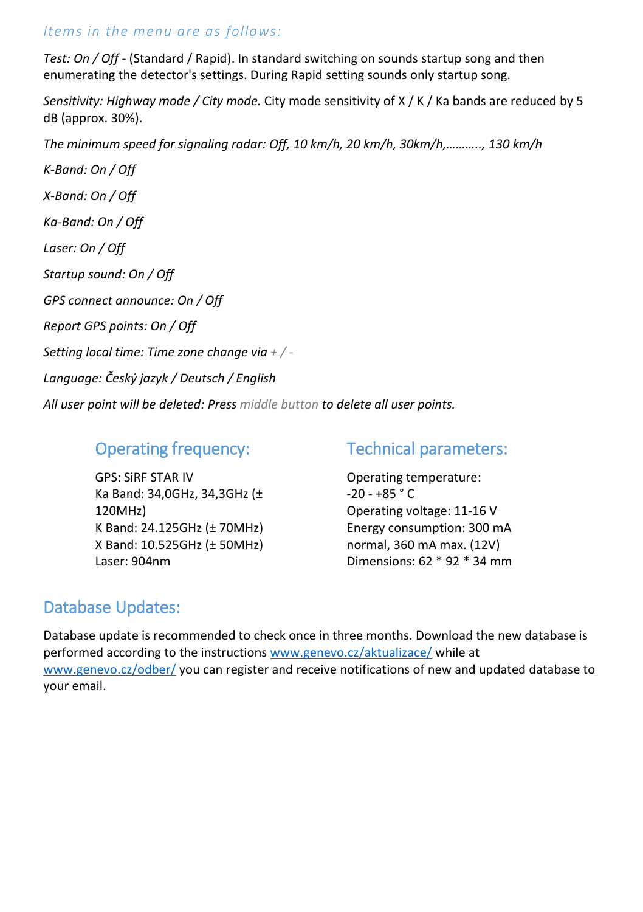*Items in the menu are as follows:*

*Test: On / Off* - (Standard / Rapid). In standard switching on sounds startup song and then enumerating the detector's settings. During Rapid setting sounds only startup song.

*Sensitivity: Highway mode / City mode.* City mode sensitivity of X / K / Ka bands are reduced by 5 dB (approx. 30%).

*The minimum speed for signaling radar: Off, 10 km/h, 20 km/h, 30km/h,……….., 130 km/h*

*K-Band: On / Off*

*X-Band: On / Off*

*Ka-Band: On / Off*

*Laser: On / Off*

*Startup sound: On / Off*

*GPS connect announce: On / Off*

*Report GPS points: On / Off*

*Setting local time: Time zone change via + / -*

*Language: Český jazyk / Deutsch / English*

*All user point will be deleted: Press middle button to delete all user points.*

## Operating frequency:

GPS: SiRF STAR IV
Ka Band: 34,0GHz, 34,3GHz (± 120MHz)
K Band: 24.125GHz (± 70MHz)
X Band: 10.525GHz (± 50MHz)
Laser: 904nm

## Technical parameters:

Operating temperature:
-20 - +85 ° C
Operating voltage: 11-16 V
Energy consumption: 300 mA normal, 360 mA max. (12V)
Dimensions: 62 * 92 * 34 mm

## Database Updates:

Database update is recommended to check once in three months. Download the new database is performed according to the instructions www.genevo.cz/aktualizace/ while at www.genevo.cz/odber/ you can register and receive notifications of new and updated database to your email.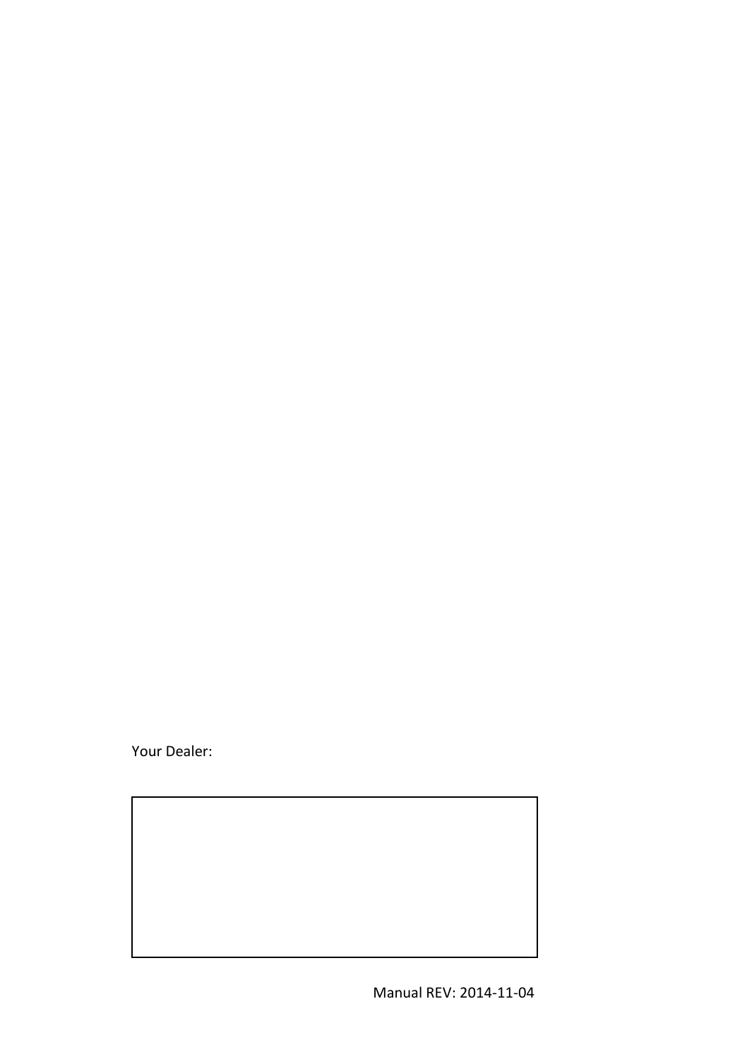Your Dealer:

Manual REV: 2014-11-04